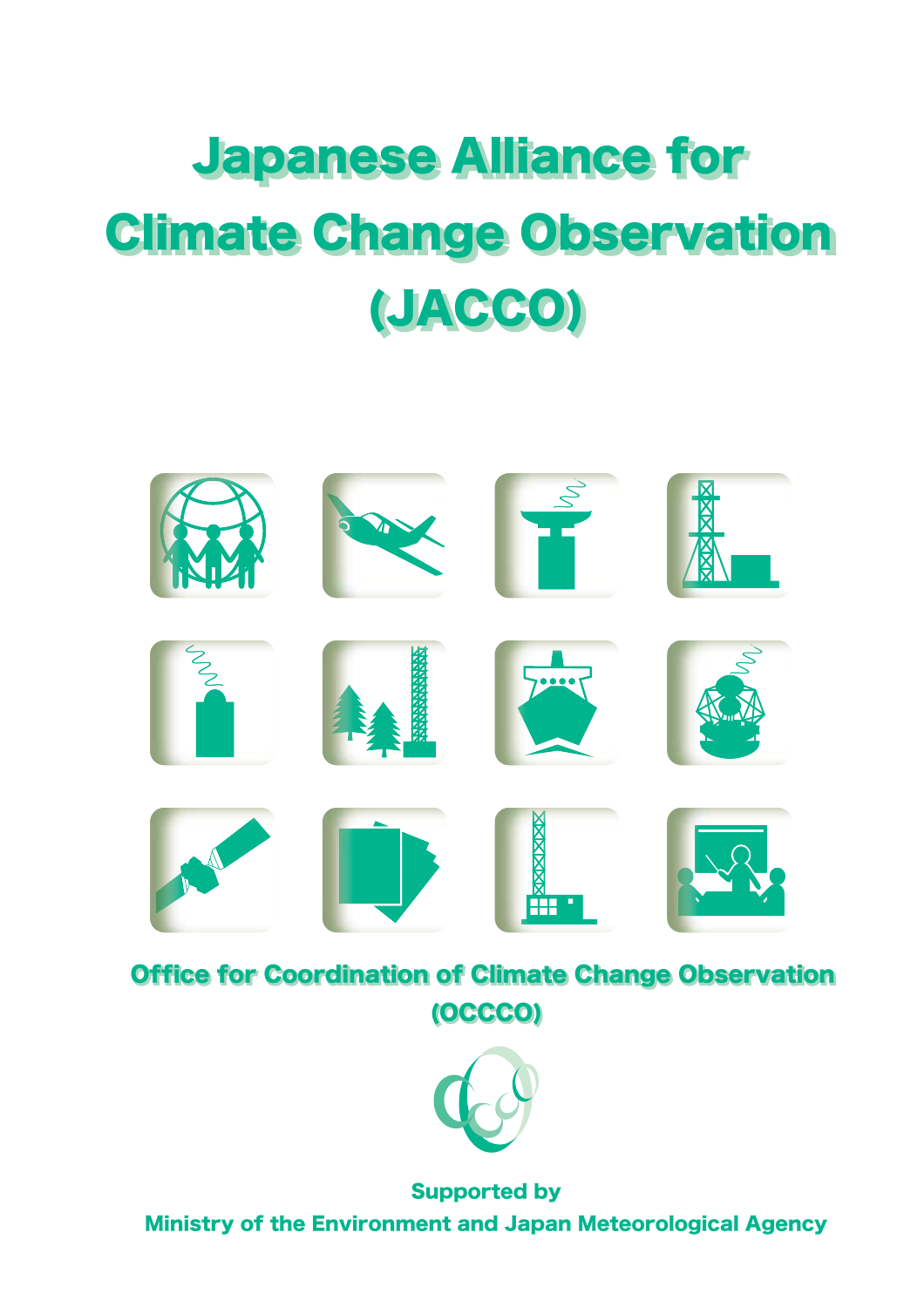# Japanese Alliance for Climate Change Observation (JACCO)

**Office for Coordination of Climate Change Observation (OCCCO)**

**Supported by**

**Ministry of the Environment and Japan Meteorological Agency**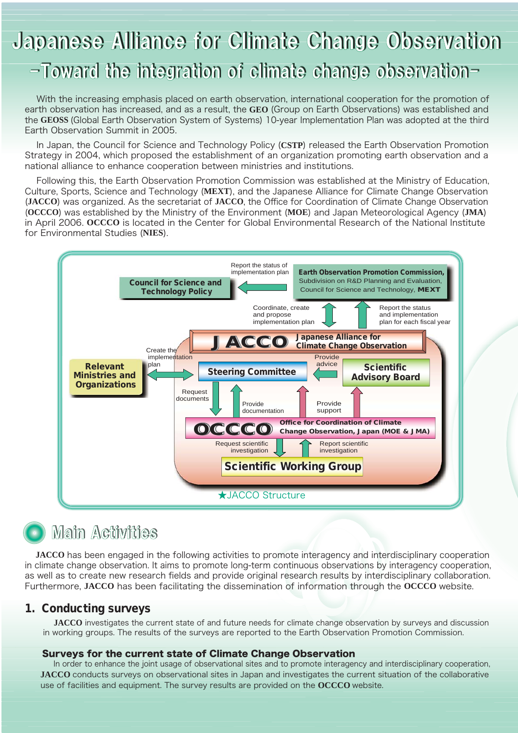# Japanese Alliance for Climate Change Observation

## -Toward the integration of climate change observation-

With the increasing emphasis placed on earth observation, international cooperation for the promotion of earth observation has increased, and as a result, the **GEO** (Group on Earth Observations) was established and the **GEOSS** (Global Earth Observation System of Systems) 10-year Implementation Plan was adopted at the third Earth Observation Summit in 2005.

In Japan, the Council for Science and Technology Policy (**CSTP**) released the Earth Observation Promotion Strategy in 2004, which proposed the establishment of an organization promoting earth observation and a national alliance to enhance cooperation between ministries and institutions.

Following this, the Earth Observation Promotion Commission was established at the Ministry of Education, Culture, Sports, Science and Technology (**MEXT**), and the Japanese Alliance for Climate Change Observation (**JACCO**) was organized. As the secretariat of **JACCO**, the Office for Coordination of Climate Change Observation (**OCCCO**) was established by the Ministry of the Environment (**MOE**) and Japan Meteorological Agency (**JMA**) in April 2006. **OCCCO** is located in the Center for Global Environmental Research of the National Institute for Environmental Studies (**NIES**).

- **Earth Observation Promotion Commission,** Subdivision on R&D Planning and Evaluation, Council for Science and Technology, **MEXT** → Council for Science and Technology Policy: Report the status of implementation plan
- JACCO → Earth Observation Promotion Commission: Report the status and implementation plan for each fiscal year
- Earth Observation Promotion Commission ↔ JACCO: Coordinate, create and propose implementation plan
- **JACCO** Japanese Alliance for Climate Change Observation
  - Relevant Ministries and Organizations ↔ Steering Committee: Create the implementation plan
  - Scientific Advisory Board → Steering Committee: Provide advice
  - Steering Committee → OCCCO: Request documents
  - OCCCO → Steering Committee: Provide documentation
  - OCCCO → Steering Committee: Provide support
  - OCCCO → Scientific Advisory Board: Provide support
  - **OCCCO** Office for Coordination of Climate Change Observation, Japan (MOE & JMA)
  - OCCCO → Scientific Working Group: Request scientific investigation
  - Scientific Working Group → OCCCO: Report scientific investigation

★JACCO Structure

## Main Activities

**JACCO** has been engaged in the following activities to promote interagency and interdisciplinary cooperation in climate change observation. It aims to promote long-term continuous observations by interagency cooperation, as well as to create new research fields and provide original research results by interdisciplinary collaboration. Furthermore, **JACCO** has been facilitating the dissemination of information through the **OCCCO** website.

### 1. Conducting surveys

**JACCO** investigates the current state of and future needs for climate change observation by surveys and discussion in working groups. The results of the surveys are reported to the Earth Observation Promotion Commission.

#### Surveys for the current state of Climate Change Observation

In order to enhance the joint usage of observational sites and to promote interagency and interdisciplinary cooperation, **JACCO** conducts surveys on observational sites in Japan and investigates the current situation of the collaborative use of facilities and equipment. The survey results are provided on the **OCCCO** website.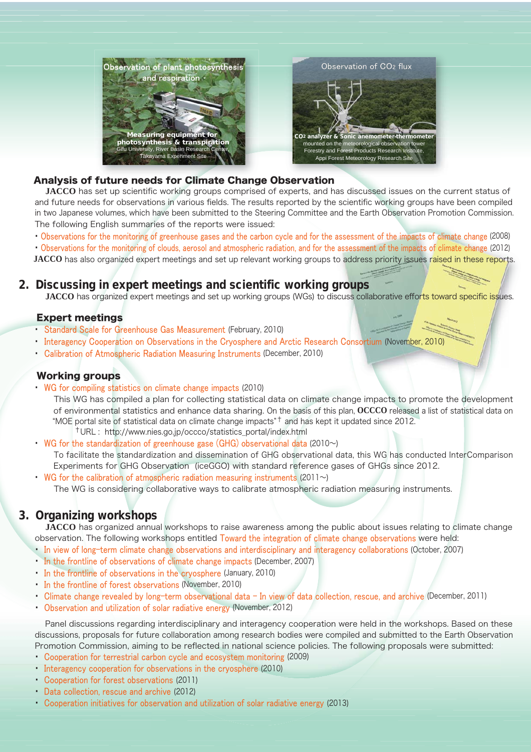Observation of plant photosynthesis and respiration・

**Measuring equipment for photosynthesis & transpiration**
Gifu University, River Basin Research Center, Takayama Experiment Site

Observation of $CO_2$ flux

**$CO_2$ analyzer & Sonic anemometer-thermometer**
mounted on the meteorological observation tower
Forestry and Forest Products Research Institute, Appi Forest Meteorology Research Site

### Analysis of future needs for Climate Change Observation

**JACCO** has set up scientific working groups comprised of experts, and has discussed issues on the current status of and future needs for observations in various fields. The results reported by the scientific working groups have been compiled in two Japanese volumes, which have been submitted to the Steering Committee and the Earth Observation Promotion Commission. The following English summaries of the reports were issued:

- Observations for the monitoring of greenhouse gases and the carbon cycle and for the assessment of the impacts of climate change (2008)
- Observations for the monitoring of clouds, aerosol and atmospheric radiation, and for the assessment of the impacts of climate change (2012)

**JACCO** has also organized expert meetings and set up relevant working groups to address priority issues raised in these reports.

## 2. Discussing in expert meetings and scientific working groups

**JACCO** has organized expert meetings and set up working groups (WGs) to discuss collaborative efforts toward specific issues.

### Expert meetings

- Standard Scale for Greenhouse Gas Measurement (February, 2010)
- Interagency Cooperation on Observations in the Cryosphere and Arctic Research Consortium (November, 2010)
- Calibration of Atmospheric Radiation Measuring Instruments (December, 2010)

### Working groups

- WG for compiling statistics on climate change impacts (2010)
  This WG has compiled a plan for collecting statistical data on climate change impacts to promote the development of environmental statistics and enhance data sharing. On the basis of this plan, **OCCCO** released a list of statistical data on "MOE portal site of statistical data on climate change impacts"† and has kept it updated since 2012.
  †URL : http://www.nies.go.jp/occco/statistics_portal/index.html
- WG for the standardization of greenhouse gase (GHG) observational data (2010～)
  To facilitate the standardization and dissemination of GHG observational data, this WG has conducted InterComparison Experiments for GHG Observation (iceGGO) with standard reference gases of GHGs since 2012.
- WG for the calibration of atmospheric radiation measuring instruments (2011～)
  The WG is considering collaborative ways to calibrate atmospheric radiation measuring instruments.

## 3. Organizing workshops

**JACCO** has organized annual workshops to raise awareness among the public about issues relating to climate change observation. The following workshops entitled Toward the integration of climate change observations were held:

- In view of long-term climate change observations and interdisciplinary and interagency collaborations (October, 2007)
- In the frontline of observations of climate change impacts (December, 2007)
- In the frontline of observations in the cryosphere (January, 2010)
- In the frontline of forest observations (November, 2010)
- Climate change revealed by long-term observational data – In view of data collection, rescue, and archive (December, 2011)
- Observation and utilization of solar radiative energy (November, 2012)

Panel discussions regarding interdisciplinary and interagency cooperation were held in the workshops. Based on these discussions, proposals for future collaboration among research bodies were compiled and submitted to the Earth Observation Promotion Commission, aiming to be reflected in national science policies. The following proposals were submitted:

- Cooperation for terrestrial carbon cycle and ecosystem monitoring (2009)
- Interagency cooperation for observations in the cryosphere (2010)
- Cooperation for forest observations (2011)
- Data collection, rescue and archive (2012)
- Cooperation initiatives for observation and utilization of solar radiative energy (2013)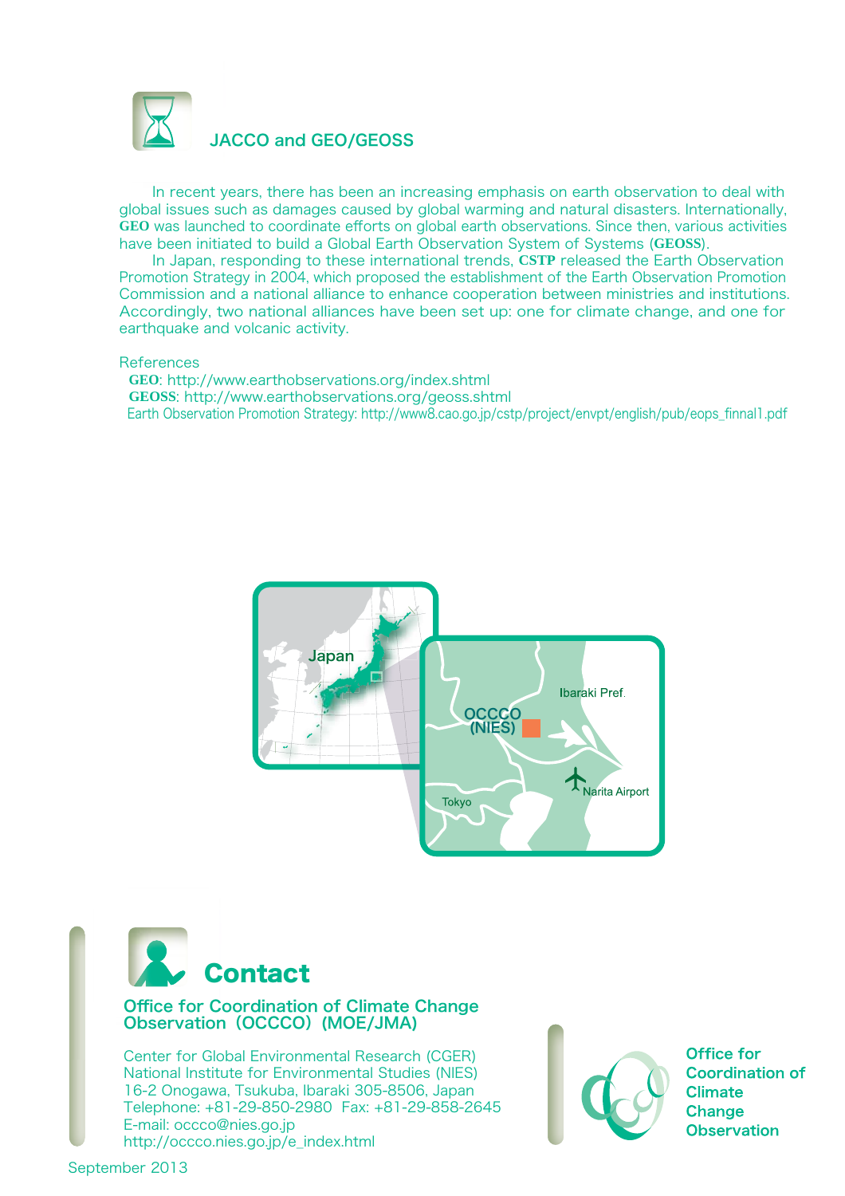## JACCO and GEO/GEOSS

In recent years, there has been an increasing emphasis on earth observation to deal with global issues such as damages caused by global warming and natural disasters. Internationally, **GEO** was launched to coordinate efforts on global earth observations. Since then, various activities have been initiated to build a Global Earth Observation System of Systems (**GEOSS**).

In Japan, responding to these international trends, **CSTP** released the Earth Observation Promotion Strategy in 2004, which proposed the establishment of the Earth Observation Promotion Commission and a national alliance to enhance cooperation between ministries and institutions. Accordingly, two national alliances have been set up: one for climate change, and one for earthquake and volcanic activity.

References

**GEO**: http://www.earthobservations.org/index.shtml
**GEOSS**: http://www.earthobservations.org/geoss.shtml
Earth Observation Promotion Strategy: http://www8.cao.go.jp/cstp/project/envpt/english/pub/eops_finnal1.pdf

Japan
Ibaraki Pref.
OCCCO (NIES)
Narita Airport
Tokyo

## Contact

**Office for Coordination of Climate Change Observation (OCCCO) (MOE/JMA)**

Center for Global Environmental Research (CGER)
National Institute for Environmental Studies (NIES)
16-2 Onogawa, Tsukuba, Ibaraki 305-8506, Japan
Telephone: +81-29-850-2980 Fax: +81-29-858-2645
E-mail: occco@nies.go.jp
http://occco.nies.go.jp/e_index.html

Office for Coordination of Climate Change Observation

September 2013